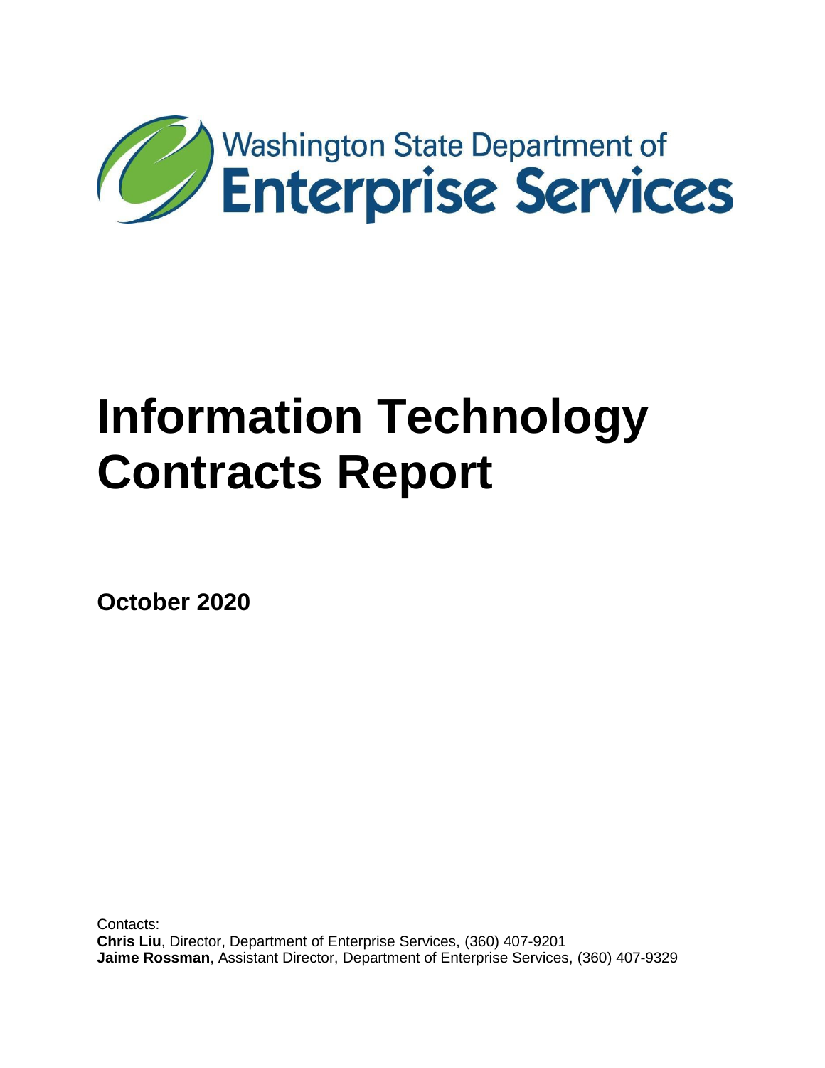Washington State Department of

**Enterprise Services**

# Information Technology Contracts Report

**October 2020**

Contacts:
**Chris Liu**, Director, Department of Enterprise Services, (360) 407-9201
**Jaime Rossman**, Assistant Director, Department of Enterprise Services, (360) 407-9329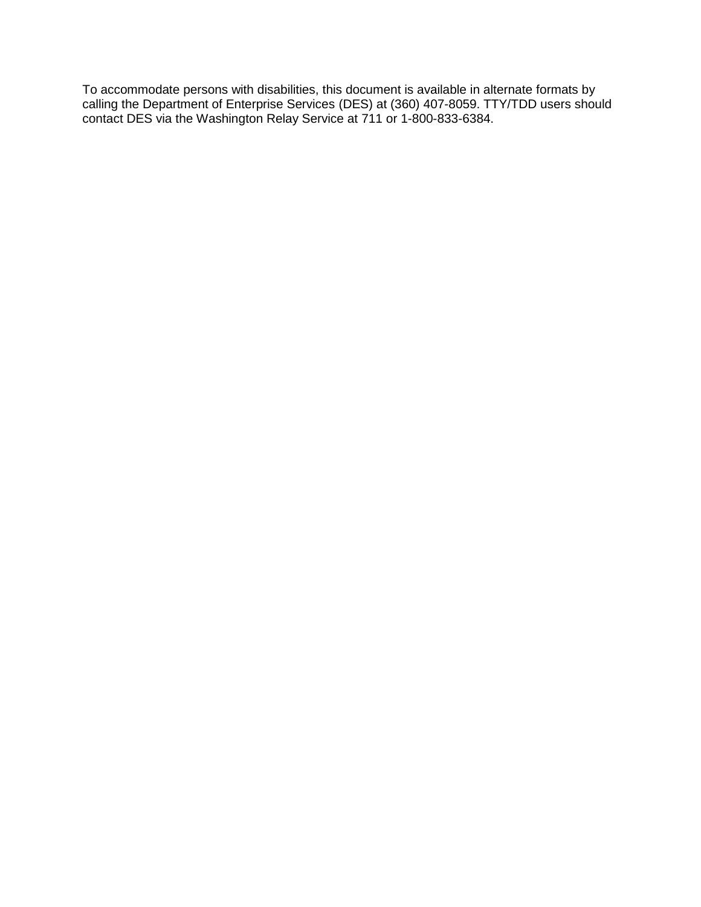To accommodate persons with disabilities, this document is available in alternate formats by calling the Department of Enterprise Services (DES) at (360) 407-8059. TTY/TDD users should contact DES via the Washington Relay Service at 711 or 1-800-833-6384.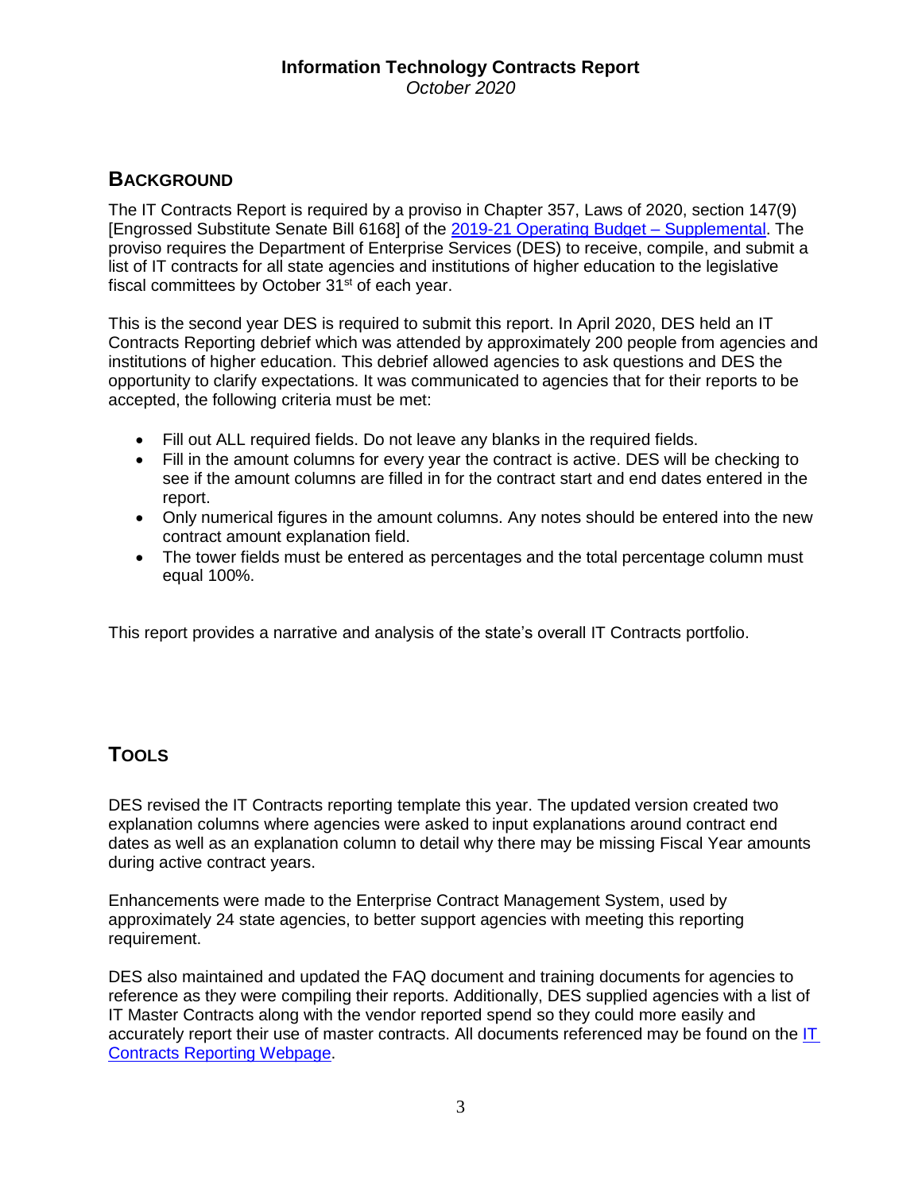**Information Technology Contracts Report**
*October 2020*

## BACKGROUND

The IT Contracts Report is required by a proviso in Chapter 357, Laws of 2020, section 147(9) [Engrossed Substitute Senate Bill 6168] of the [2019-21 Operating Budget – Supplemental](). The proviso requires the Department of Enterprise Services (DES) to receive, compile, and submit a list of IT contracts for all state agencies and institutions of higher education to the legislative fiscal committees by October 31st of each year.

This is the second year DES is required to submit this report. In April 2020, DES held an IT Contracts Reporting debrief which was attended by approximately 200 people from agencies and institutions of higher education. This debrief allowed agencies to ask questions and DES the opportunity to clarify expectations. It was communicated to agencies that for their reports to be accepted, the following criteria must be met:

- Fill out ALL required fields. Do not leave any blanks in the required fields.
- Fill in the amount columns for every year the contract is active. DES will be checking to see if the amount columns are filled in for the contract start and end dates entered in the report.
- Only numerical figures in the amount columns. Any notes should be entered into the new contract amount explanation field.
- The tower fields must be entered as percentages and the total percentage column must equal 100%.

This report provides a narrative and analysis of the state's overall IT Contracts portfolio.

## TOOLS

DES revised the IT Contracts reporting template this year. The updated version created two explanation columns where agencies were asked to input explanations around contract end dates as well as an explanation column to detail why there may be missing Fiscal Year amounts during active contract years.

Enhancements were made to the Enterprise Contract Management System, used by approximately 24 state agencies, to better support agencies with meeting this reporting requirement.

DES also maintained and updated the FAQ document and training documents for agencies to reference as they were compiling their reports. Additionally, DES supplied agencies with a list of IT Master Contracts along with the vendor reported spend so they could more easily and accurately report their use of master contracts. All documents referenced may be found on the [IT Contracts Reporting Webpage]().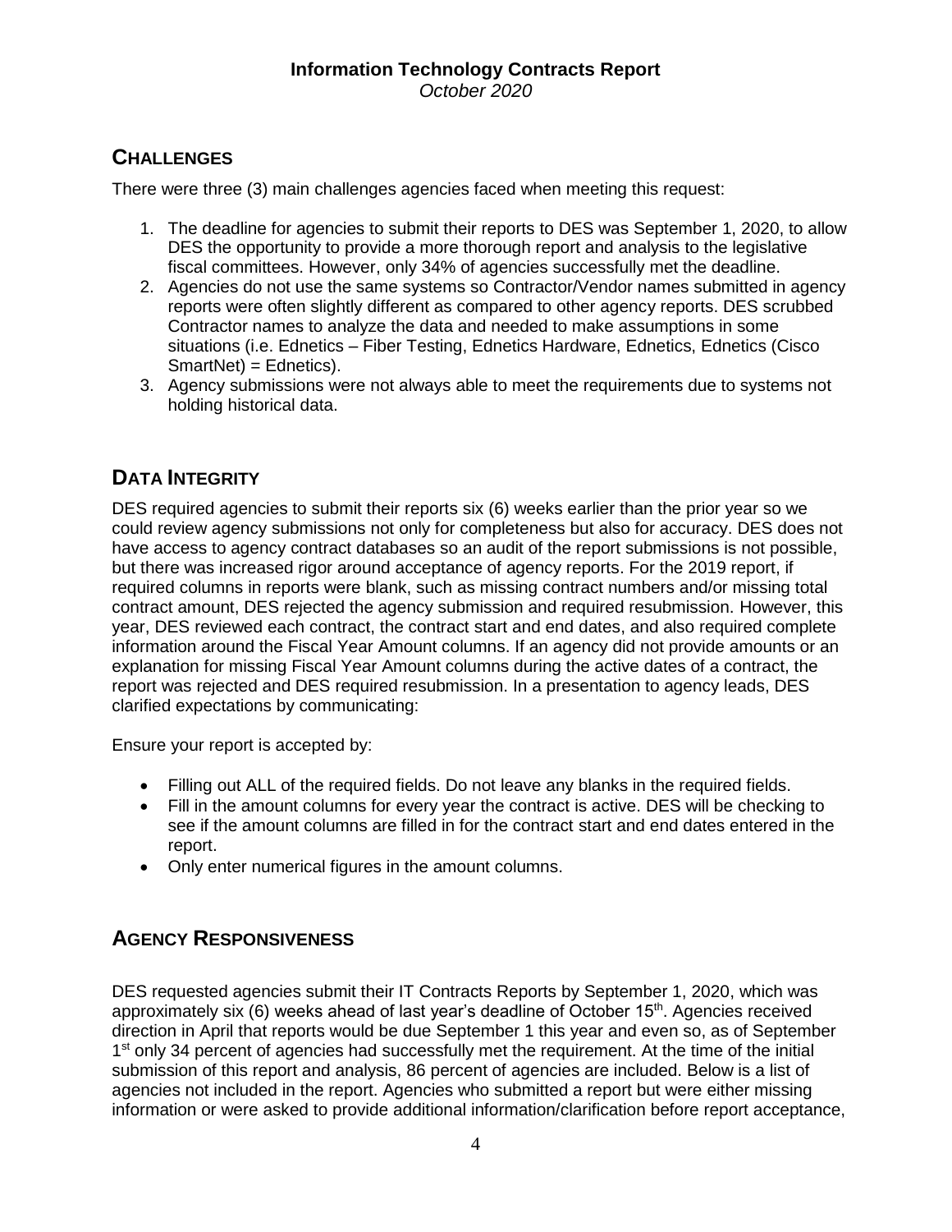## CHALLENGES

There were three (3) main challenges agencies faced when meeting this request:

1. The deadline for agencies to submit their reports to DES was September 1, 2020, to allow DES the opportunity to provide a more thorough report and analysis to the legislative fiscal committees. However, only 34% of agencies successfully met the deadline.
2. Agencies do not use the same systems so Contractor/Vendor names submitted in agency reports were often slightly different as compared to other agency reports. DES scrubbed Contractor names to analyze the data and needed to make assumptions in some situations (i.e. Ednetics – Fiber Testing, Ednetics Hardware, Ednetics, Ednetics (Cisco SmartNet) = Ednetics).
3. Agency submissions were not always able to meet the requirements due to systems not holding historical data.

## DATA INTEGRITY

DES required agencies to submit their reports six (6) weeks earlier than the prior year so we could review agency submissions not only for completeness but also for accuracy. DES does not have access to agency contract databases so an audit of the report submissions is not possible, but there was increased rigor around acceptance of agency reports. For the 2019 report, if required columns in reports were blank, such as missing contract numbers and/or missing total contract amount, DES rejected the agency submission and required resubmission. However, this year, DES reviewed each contract, the contract start and end dates, and also required complete information around the Fiscal Year Amount columns. If an agency did not provide amounts or an explanation for missing Fiscal Year Amount columns during the active dates of a contract, the report was rejected and DES required resubmission. In a presentation to agency leads, DES clarified expectations by communicating:

Ensure your report is accepted by:

- Filling out ALL of the required fields. Do not leave any blanks in the required fields.
- Fill in the amount columns for every year the contract is active. DES will be checking to see if the amount columns are filled in for the contract start and end dates entered in the report.
- Only enter numerical figures in the amount columns.

## AGENCY RESPONSIVENESS

DES requested agencies submit their IT Contracts Reports by September 1, 2020, which was approximately six (6) weeks ahead of last year's deadline of October 15th. Agencies received direction in April that reports would be due September 1 this year and even so, as of September 1st only 34 percent of agencies had successfully met the requirement. At the time of the initial submission of this report and analysis, 86 percent of agencies are included. Below is a list of agencies not included in the report. Agencies who submitted a report but were either missing information or were asked to provide additional information/clarification before report acceptance,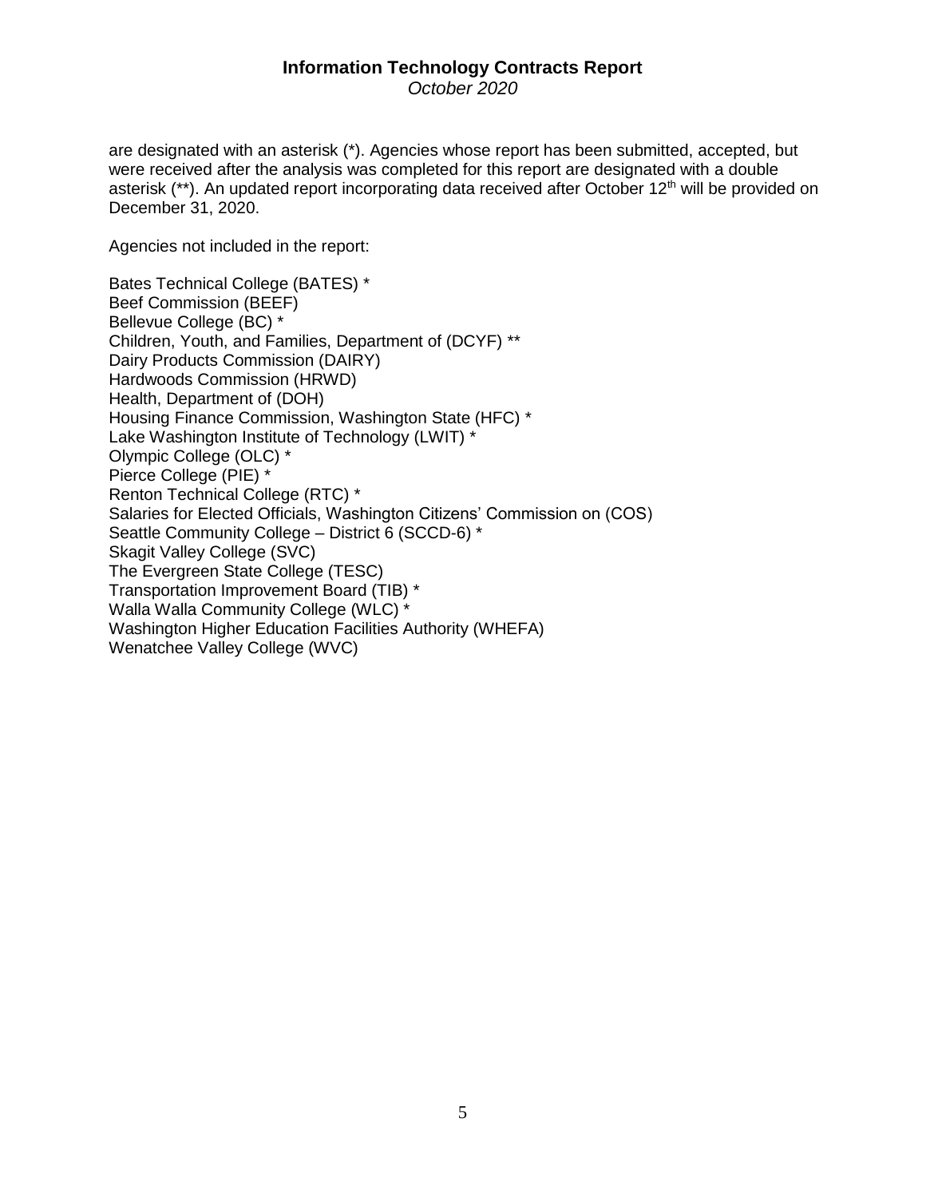are designated with an asterisk (*). Agencies whose report has been submitted, accepted, but were received after the analysis was completed for this report are designated with a double asterisk (**). An updated report incorporating data received after October 12th will be provided on December 31, 2020.

Agencies not included in the report:

Bates Technical College (BATES) *
Beef Commission (BEEF)
Bellevue College (BC) *
Children, Youth, and Families, Department of (DCYF) **
Dairy Products Commission (DAIRY)
Hardwoods Commission (HRWD)
Health, Department of (DOH)
Housing Finance Commission, Washington State (HFC) *
Lake Washington Institute of Technology (LWIT) *
Olympic College (OLC) *
Pierce College (PIE) *
Renton Technical College (RTC) *
Salaries for Elected Officials, Washington Citizens' Commission on (COS)
Seattle Community College – District 6 (SCCD-6) *
Skagit Valley College (SVC)
The Evergreen State College (TESC)
Transportation Improvement Board (TIB) *
Walla Walla Community College (WLC) *
Washington Higher Education Facilities Authority (WHEFA)
Wenatchee Valley College (WVC)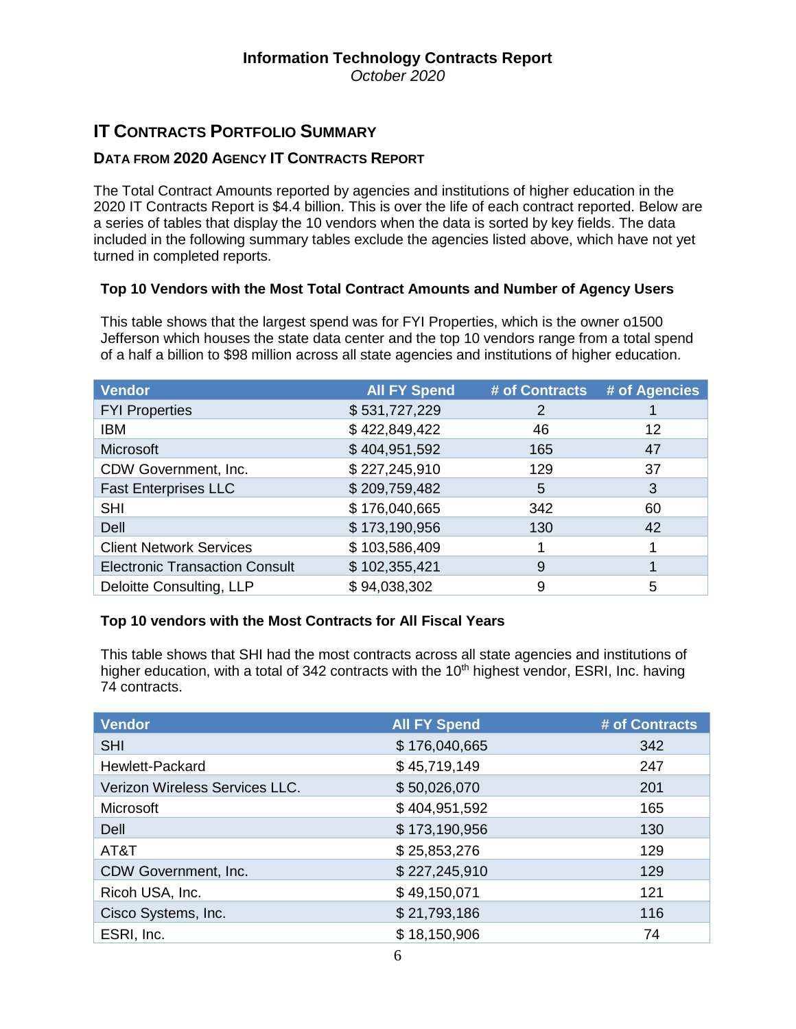# Information Technology Contracts Report

*October 2020*

## IT Contracts Portfolio Summary

### Data from 2020 Agency IT Contracts Report

The Total Contract Amounts reported by agencies and institutions of higher education in the 2020 IT Contracts Report is $4.4 billion. This is over the life of each contract reported. Below are a series of tables that display the 10 vendors when the data is sorted by key fields. The data included in the following summary tables exclude the agencies listed above, which have not yet turned in completed reports.

#### Top 10 Vendors with the Most Total Contract Amounts and Number of Agency Users

This table shows that the largest spend was for FYI Properties, which is the owner o1500 Jefferson which houses the state data center and the top 10 vendors range from a total spend of a half a billion to $98 million across all state agencies and institutions of higher education.

| Vendor | All FY Spend | # of Contracts | # of Agencies |
|---|---|---|---|
| FYI Properties | $ 531,727,229 | 2 | 1 |
| IBM | $ 422,849,422 | 46 | 12 |
| Microsoft | $ 404,951,592 | 165 | 47 |
| CDW Government, Inc. | $ 227,245,910 | 129 | 37 |
| Fast Enterprises LLC | $ 209,759,482 | 5 | 3 |
| SHI | $ 176,040,665 | 342 | 60 |
| Dell | $ 173,190,956 | 130 | 42 |
| Client Network Services | $ 103,586,409 | 1 | 1 |
| Electronic Transaction Consult | $ 102,355,421 | 9 | 1 |
| Deloitte Consulting, LLP | $ 94,038,302 | 9 | 5 |

#### Top 10 vendors with the Most Contracts for All Fiscal Years

This table shows that SHI had the most contracts across all state agencies and institutions of higher education, with a total of 342 contracts with the 10th highest vendor, ESRI, Inc. having 74 contracts.

| Vendor | All FY Spend | # of Contracts |
|---|---|---|
| SHI | $ 176,040,665 | 342 |
| Hewlett-Packard | $ 45,719,149 | 247 |
| Verizon Wireless Services LLC. | $ 50,026,070 | 201 |
| Microsoft | $ 404,951,592 | 165 |
| Dell | $ 173,190,956 | 130 |
| AT&T | $ 25,853,276 | 129 |
| CDW Government, Inc. | $ 227,245,910 | 129 |
| Ricoh USA, Inc. | $ 49,150,071 | 121 |
| Cisco Systems, Inc. | $ 21,793,186 | 116 |
| ESRI, Inc. | $ 18,150,906 | 74 |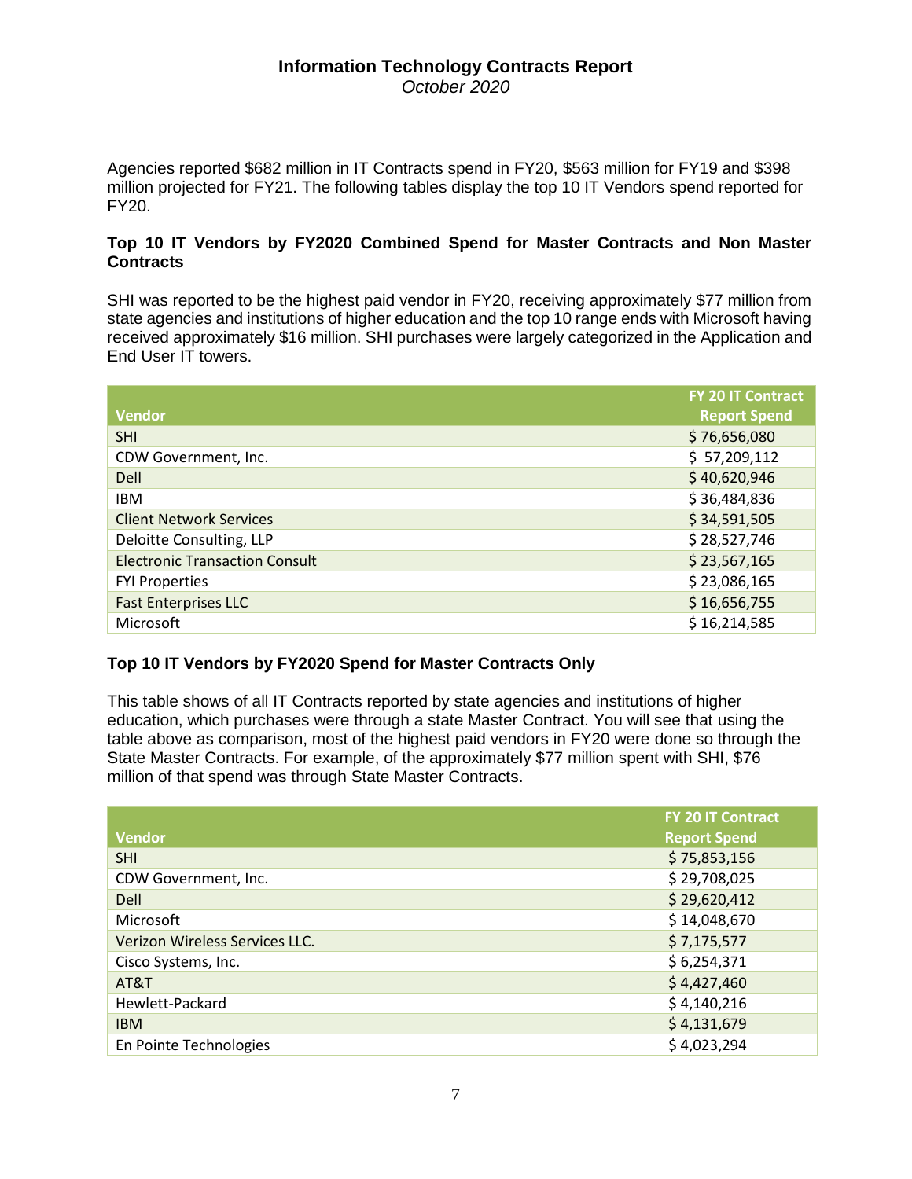# Information Technology Contracts Report

*October 2020*

Agencies reported $682 million in IT Contracts spend in FY20, $563 million for FY19 and $398 million projected for FY21. The following tables display the top 10 IT Vendors spend reported for FY20.

### Top 10 IT Vendors by FY2020 Combined Spend for Master Contracts and Non Master Contracts

SHI was reported to be the highest paid vendor in FY20, receiving approximately $77 million from state agencies and institutions of higher education and the top 10 range ends with Microsoft having received approximately $16 million. SHI purchases were largely categorized in the Application and End User IT towers.

| Vendor | FY 20 IT Contract Report Spend |
|---|---|
| SHI | $ 76,656,080 |
| CDW Government, Inc. | $ 57,209,112 |
| Dell | $ 40,620,946 |
| IBM | $ 36,484,836 |
| Client Network Services | $ 34,591,505 |
| Deloitte Consulting, LLP | $ 28,527,746 |
| Electronic Transaction Consult | $ 23,567,165 |
| FYI Properties | $ 23,086,165 |
| Fast Enterprises LLC | $ 16,656,755 |
| Microsoft | $ 16,214,585 |

### Top 10 IT Vendors by FY2020 Spend for Master Contracts Only

This table shows of all IT Contracts reported by state agencies and institutions of higher education, which purchases were through a state Master Contract. You will see that using the table above as comparison, most of the highest paid vendors in FY20 were done so through the State Master Contracts. For example, of the approximately $77 million spent with SHI, $76 million of that spend was through State Master Contracts.

| Vendor | FY 20 IT Contract Report Spend |
|---|---|
| SHI | $ 75,853,156 |
| CDW Government, Inc. | $ 29,708,025 |
| Dell | $ 29,620,412 |
| Microsoft | $ 14,048,670 |
| Verizon Wireless Services LLC. | $ 7,175,577 |
| Cisco Systems, Inc. | $ 6,254,371 |
| AT&T | $ 4,427,460 |
| Hewlett-Packard | $ 4,140,216 |
| IBM | $ 4,131,679 |
| En Pointe Technologies | $ 4,023,294 |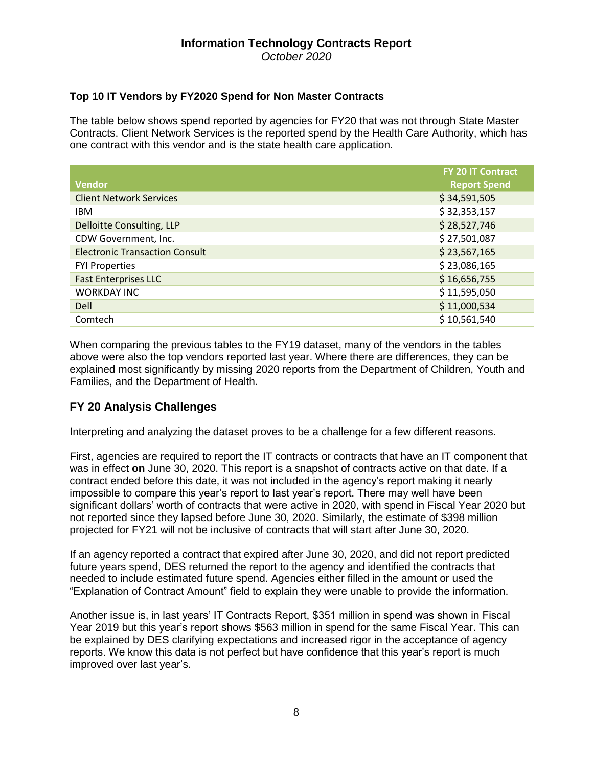### Top 10 IT Vendors by FY2020 Spend for Non Master Contracts

The table below shows spend reported by agencies for FY20 that was not through State Master Contracts. Client Network Services is the reported spend by the Health Care Authority, which has one contract with this vendor and is the state health care application.

| Vendor | FY 20 IT Contract Report Spend |
|---|---|
| Client Network Services | $ 34,591,505 |
| IBM | $ 32,353,157 |
| Delloitte Consulting, LLP | $ 28,527,746 |
| CDW Government, Inc. | $ 27,501,087 |
| Electronic Transaction Consult | $ 23,567,165 |
| FYI Properties | $ 23,086,165 |
| Fast Enterprises LLC | $ 16,656,755 |
| WORKDAY INC | $ 11,595,050 |
| Dell | $ 11,000,534 |
| Comtech | $ 10,561,540 |

When comparing the previous tables to the FY19 dataset, many of the vendors in the tables above were also the top vendors reported last year. Where there are differences, they can be explained most significantly by missing 2020 reports from the Department of Children, Youth and Families, and the Department of Health.

## FY 20 Analysis Challenges

Interpreting and analyzing the dataset proves to be a challenge for a few different reasons.

First, agencies are required to report the IT contracts or contracts that have an IT component that was in effect **on** June 30, 2020. This report is a snapshot of contracts active on that date. If a contract ended before this date, it was not included in the agency's report making it nearly impossible to compare this year's report to last year's report. There may well have been significant dollars' worth of contracts that were active in 2020, with spend in Fiscal Year 2020 but not reported since they lapsed before June 30, 2020. Similarly, the estimate of $398 million projected for FY21 will not be inclusive of contracts that will start after June 30, 2020.

If an agency reported a contract that expired after June 30, 2020, and did not report predicted future years spend, DES returned the report to the agency and identified the contracts that needed to include estimated future spend. Agencies either filled in the amount or used the "Explanation of Contract Amount" field to explain they were unable to provide the information.

Another issue is, in last years' IT Contracts Report, $351 million in spend was shown in Fiscal Year 2019 but this year's report shows $563 million in spend for the same Fiscal Year. This can be explained by DES clarifying expectations and increased rigor in the acceptance of agency reports. We know this data is not perfect but have confidence that this year's report is much improved over last year's.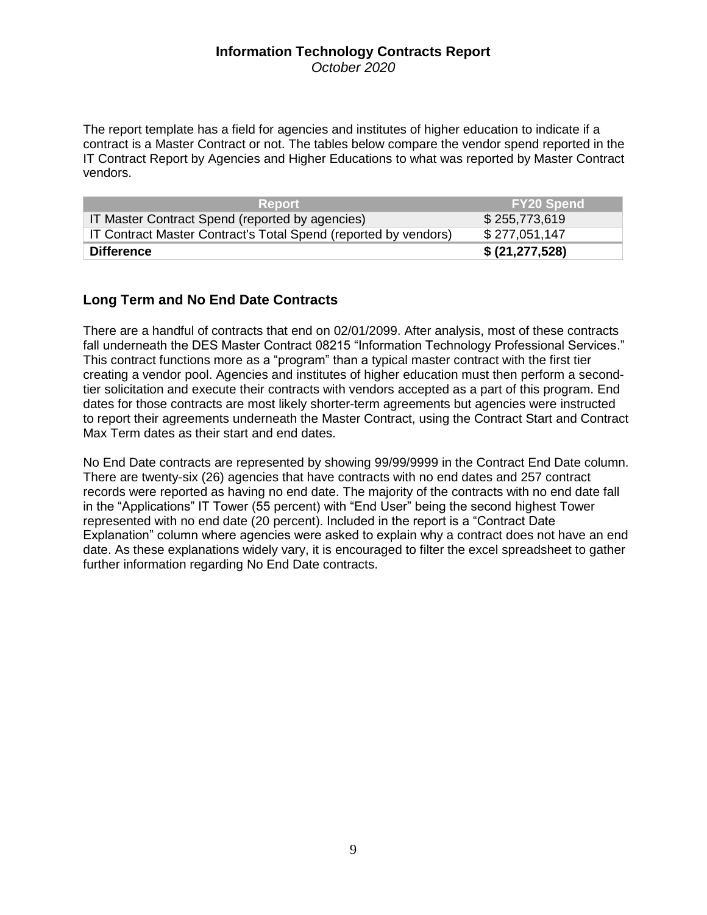The report template has a field for agencies and institutes of higher education to indicate if a contract is a Master Contract or not. The tables below compare the vendor spend reported in the IT Contract Report by Agencies and Higher Educations to what was reported by Master Contract vendors.

| Report | FY20 Spend |
|---|---|
| IT Master Contract Spend (reported by agencies) | $ 255,773,619 |
| IT Contract Master Contract's Total Spend (reported by vendors) | $ 277,051,147 |
| **Difference** | **$ (21,277,528)** |

## Long Term and No End Date Contracts

There are a handful of contracts that end on 02/01/2099. After analysis, most of these contracts fall underneath the DES Master Contract 08215 "Information Technology Professional Services." This contract functions more as a "program" than a typical master contract with the first tier creating a vendor pool. Agencies and institutes of higher education must then perform a second-tier solicitation and execute their contracts with vendors accepted as a part of this program. End dates for those contracts are most likely shorter-term agreements but agencies were instructed to report their agreements underneath the Master Contract, using the Contract Start and Contract Max Term dates as their start and end dates.

No End Date contracts are represented by showing 99/99/9999 in the Contract End Date column. There are twenty-six (26) agencies that have contracts with no end dates and 257 contract records were reported as having no end date. The majority of the contracts with no end date fall in the "Applications" IT Tower (55 percent) with "End User" being the second highest Tower represented with no end date (20 percent). Included in the report is a "Contract Date Explanation" column where agencies were asked to explain why a contract does not have an end date. As these explanations widely vary, it is encouraged to filter the excel spreadsheet to gather further information regarding No End Date contracts.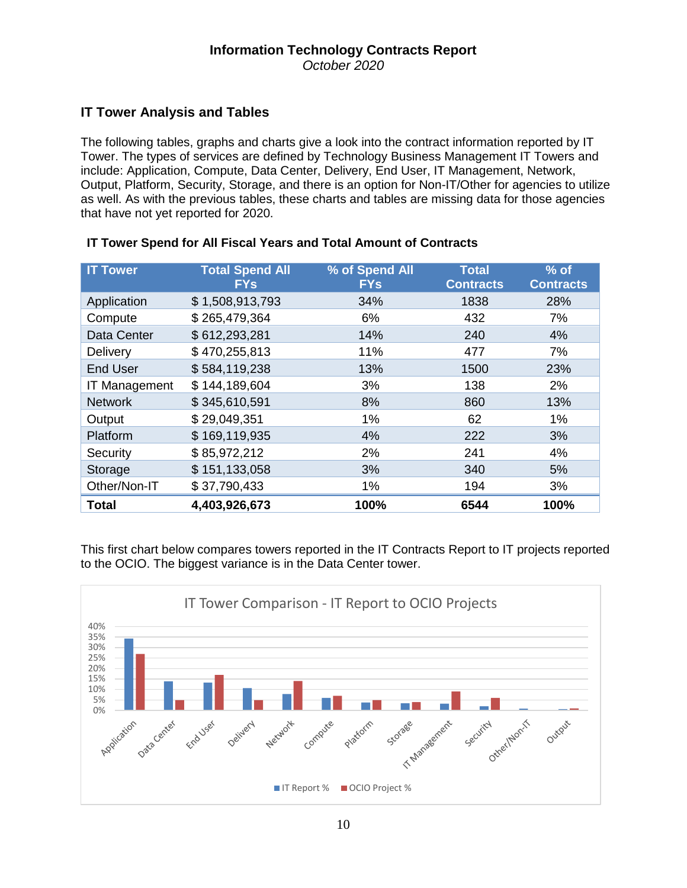## IT Tower Analysis and Tables

The following tables, graphs and charts give a look into the contract information reported by IT Tower. The types of services are defined by Technology Business Management IT Towers and include: Application, Compute, Data Center, Delivery, End User, IT Management, Network, Output, Platform, Security, Storage, and there is an option for Non-IT/Other for agencies to utilize as well. As with the previous tables, these charts and tables are missing data for those agencies that have not yet reported for 2020.

### IT Tower Spend for All Fiscal Years and Total Amount of Contracts

| IT Tower | Total Spend All FYs | % of Spend All FYs | Total Contracts | % of Contracts |
|---|---|---|---|---|
| Application | $ 1,508,913,793 | 34% | 1838 | 28% |
| Compute | $ 265,479,364 | 6% | 432 | 7% |
| Data Center | $ 612,293,281 | 14% | 240 | 4% |
| Delivery | $ 470,255,813 | 11% | 477 | 7% |
| End User | $ 584,119,238 | 13% | 1500 | 23% |
| IT Management | $ 144,189,604 | 3% | 138 | 2% |
| Network | $ 345,610,591 | 8% | 860 | 13% |
| Output | $ 29,049,351 | 1% | 62 | 1% |
| Platform | $ 169,119,935 | 4% | 222 | 3% |
| Security | $ 85,972,212 | 2% | 241 | 4% |
| Storage | $ 151,133,058 | 3% | 340 | 5% |
| Other/Non-IT | $ 37,790,433 | 1% | 194 | 3% |
| **Total** | **4,403,926,673** | **100%** | **6544** | **100%** |

This first chart below compares towers reported in the IT Contracts Report to IT projects reported to the OCIO. The biggest variance is in the Data Center tower.

IT Tower Comparison - IT Report to OCIO Projects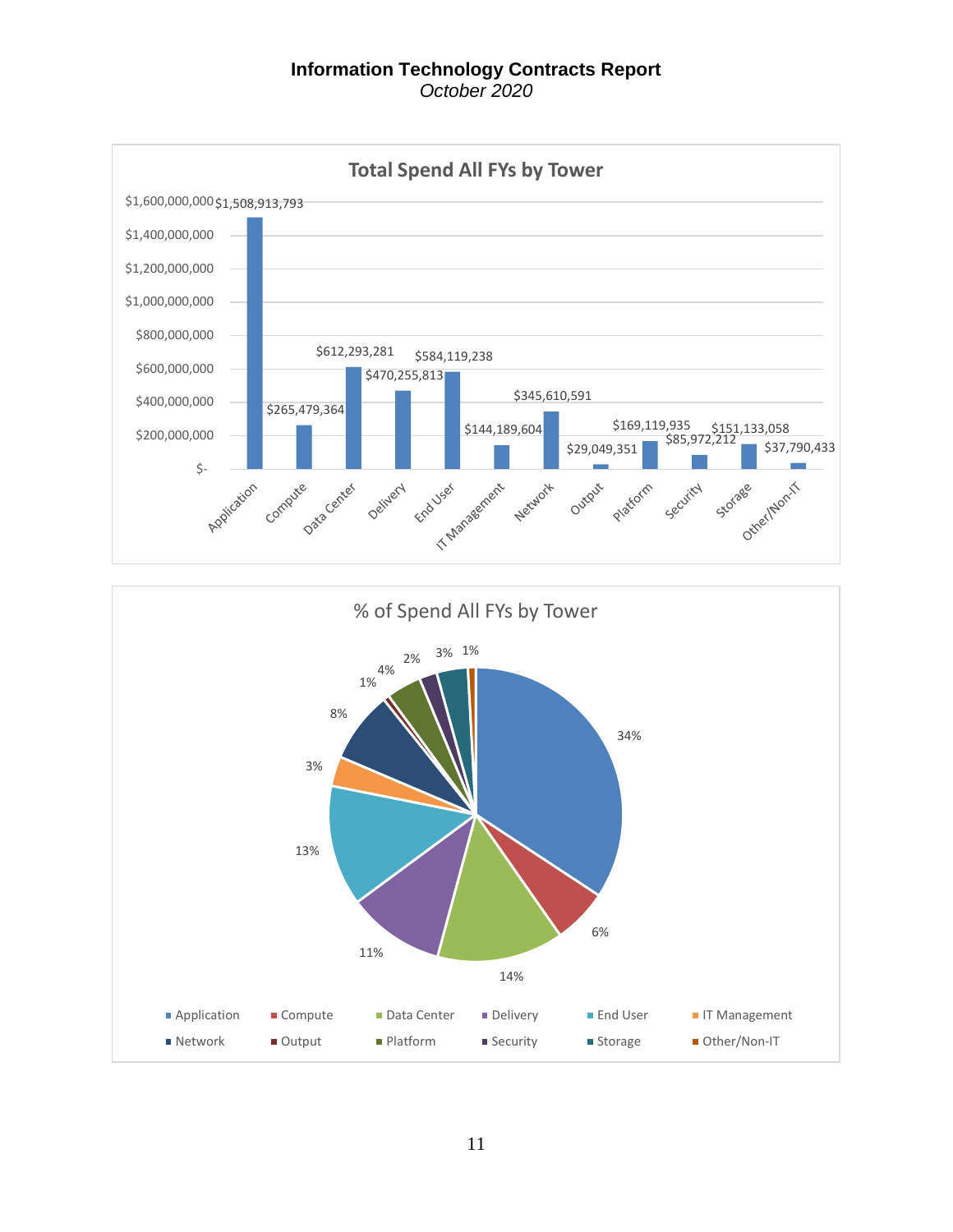# Information Technology Contracts Report

*October 2020*

**Total Spend All FYs by Tower**

| Tower | Total Spend |
|---|---|
| Application | $1,508,913,793 |
| Compute | $265,479,364 |
| Data Center | $612,293,281 |
| Delivery | $470,255,813 |
| End User | $584,119,238 |
| IT Management | $144,189,604 |
| Network | $345,610,591 |
| Output | $29,049,351 |
| Platform | $169,119,935 |
| Security | $85,972,212 |
| Storage | $151,133,058 |
| Other/Non-IT | $37,790,433 |

% of Spend All FYs by Tower

| Tower | % of Spend |
|---|---|
| Application | 34% |
| Compute | 6% |
| Data Center | 14% |
| Delivery | 11% |
| End User | 13% |
| IT Management | 3% |
| Network | 8% |
| Output | 1% |
| Platform | 4% |
| Security | 2% |
| Storage | 3% |
| Other/Non-IT | 1% |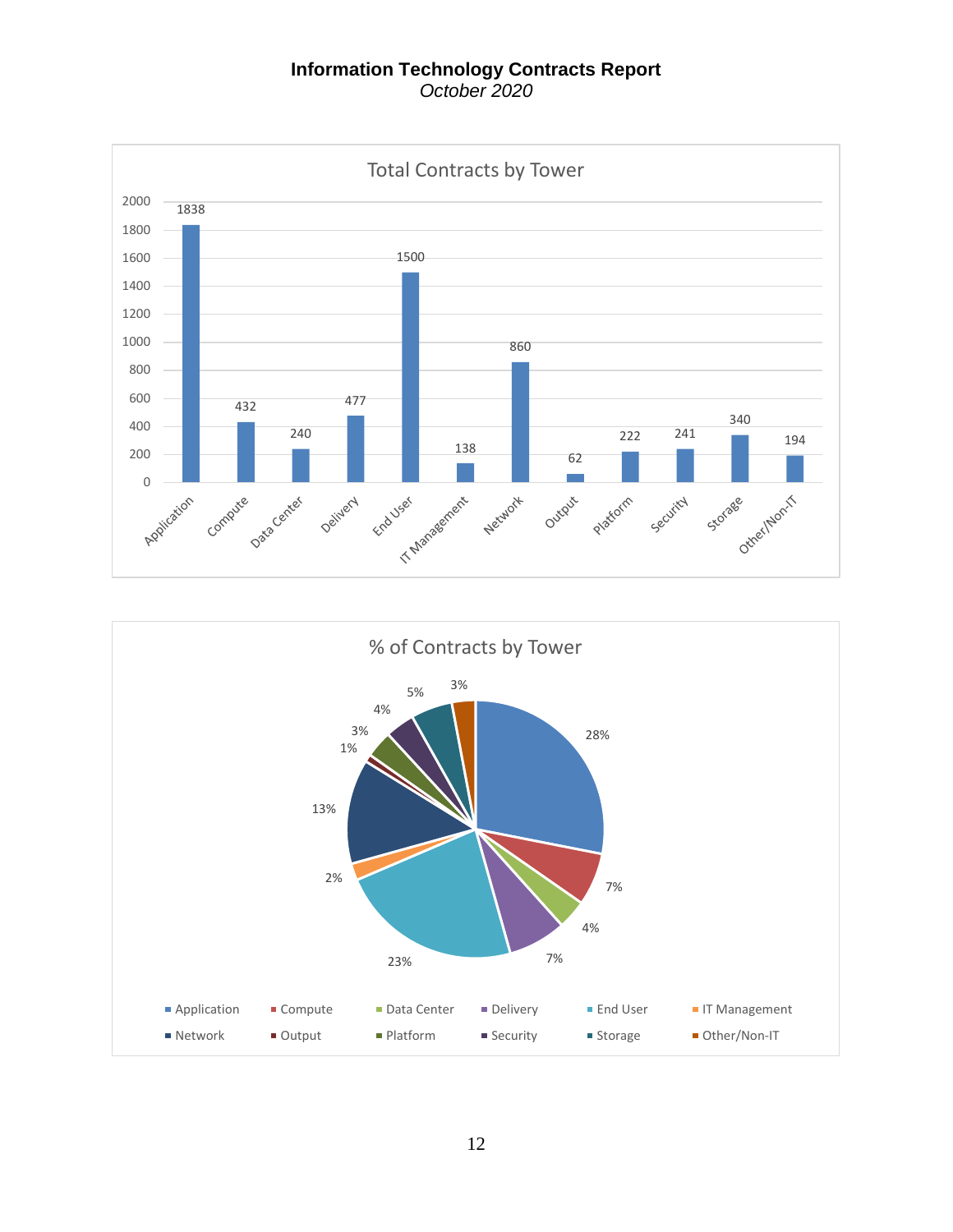**Information Technology Contracts Report**
*October 2020*

**Total Contracts by Tower**

| Tower | Contracts |
|---|---|
| Application | 1838 |
| Compute | 432 |
| Data Center | 240 |
| Delivery | 477 |
| End User | 1500 |
| IT Management | 138 |
| Network | 860 |
| Output | 62 |
| Platform | 222 |
| Security | 241 |
| Storage | 340 |
| Other/Non-IT | 194 |

**% of Contracts by Tower**

| Tower | % |
|---|---|
| Application | 28% |
| Compute | 7% |
| Data Center | 4% |
| Delivery | 7% |
| End User | 23% |
| IT Management | 2% |
| Network | 13% |
| Output | 1% |
| Platform | 3% |
| Security | 4% |
| Storage | 5% |
| Other/Non-IT | 3% |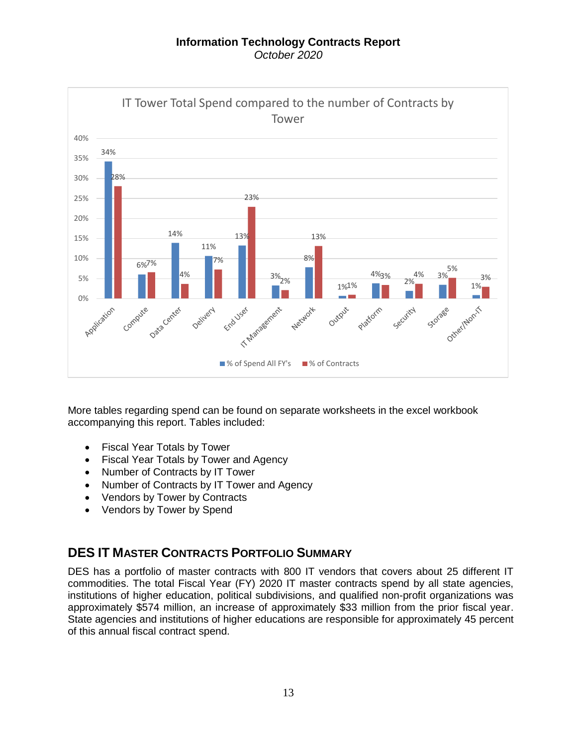**IT Tower Total Spend compared to the number of Contracts by Tower**

| Tower | % of Spend All FY's | % of Contracts |
|---|---|---|
| Application | 34% | 28% |
| Compute | 6% | 7% |
| Data Center | 14% | 4% |
| Delivery | 11% | 7% |
| End User | 13% | 23% |
| IT Management | 3% | 2% |
| Network | 8% | 13% |
| Output | 1% | 1% |
| Platform | 4% | 3% |
| Security | 2% | 4% |
| Storage | 3% | 5% |
| Other/Non-IT | 1% | 3% |

More tables regarding spend can be found on separate worksheets in the excel workbook accompanying this report. Tables included:

- Fiscal Year Totals by Tower
- Fiscal Year Totals by Tower and Agency
- Number of Contracts by IT Tower
- Number of Contracts by IT Tower and Agency
- Vendors by Tower by Contracts
- Vendors by Tower by Spend

## DES IT Master Contracts Portfolio Summary

DES has a portfolio of master contracts with 800 IT vendors that covers about 25 different IT commodities. The total Fiscal Year (FY) 2020 IT master contracts spend by all state agencies, institutions of higher education, political subdivisions, and qualified non-profit organizations was approximately $574 million, an increase of approximately $33 million from the prior fiscal year. State agencies and institutions of higher educations are responsible for approximately 45 percent of this annual fiscal contract spend.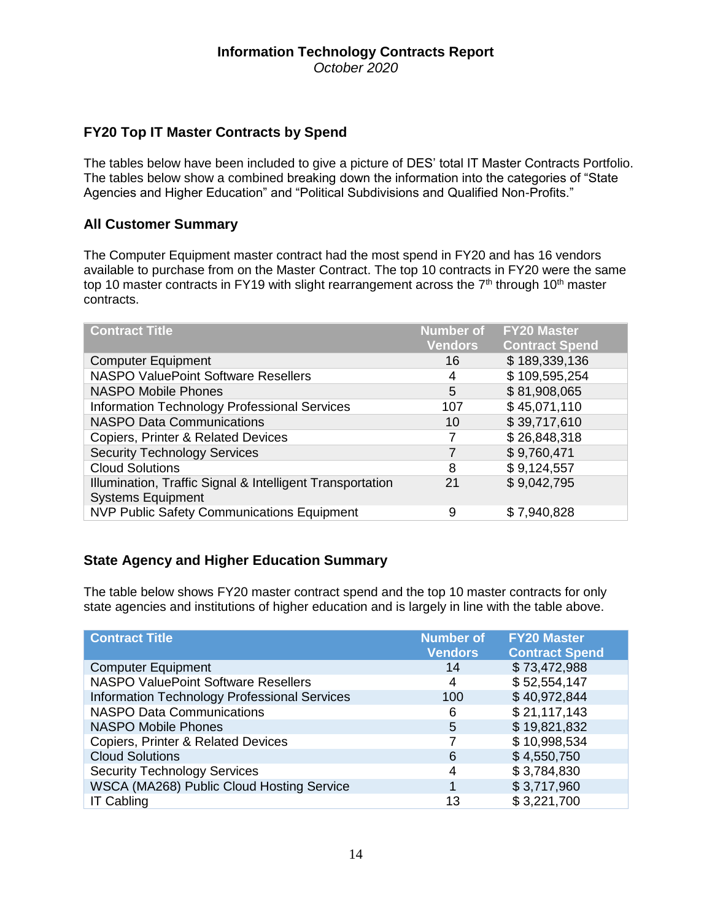# Information Technology Contracts Report

*October 2020*

## FY20 Top IT Master Contracts by Spend

The tables below have been included to give a picture of DES' total IT Master Contracts Portfolio. The tables below show a combined breaking down the information into the categories of "State Agencies and Higher Education" and "Political Subdivisions and Qualified Non-Profits."

### All Customer Summary

The Computer Equipment master contract had the most spend in FY20 and has 16 vendors available to purchase from on the Master Contract. The top 10 contracts in FY20 were the same top 10 master contracts in FY19 with slight rearrangement across the 7th through 10th master contracts.

| Contract Title | Number of Vendors | FY20 Master Contract Spend |
|---|---|---|
| Computer Equipment | 16 | $ 189,339,136 |
| NASPO ValuePoint Software Resellers | 4 | $ 109,595,254 |
| NASPO Mobile Phones | 5 | $ 81,908,065 |
| Information Technology Professional Services | 107 | $ 45,071,110 |
| NASPO Data Communications | 10 | $ 39,717,610 |
| Copiers, Printer & Related Devices | 7 | $ 26,848,318 |
| Security Technology Services | 7 | $ 9,760,471 |
| Cloud Solutions | 8 | $ 9,124,557 |
| Illumination, Traffic Signal & Intelligent Transportation Systems Equipment | 21 | $ 9,042,795 |
| NVP Public Safety Communications Equipment | 9 | $ 7,940,828 |

### State Agency and Higher Education Summary

The table below shows FY20 master contract spend and the top 10 master contracts for only state agencies and institutions of higher education and is largely in line with the table above.

| Contract Title | Number of Vendors | FY20 Master Contract Spend |
|---|---|---|
| Computer Equipment | 14 | $ 73,472,988 |
| NASPO ValuePoint Software Resellers | 4 | $ 52,554,147 |
| Information Technology Professional Services | 100 | $ 40,972,844 |
| NASPO Data Communications | 6 | $ 21,117,143 |
| NASPO Mobile Phones | 5 | $ 19,821,832 |
| Copiers, Printer & Related Devices | 7 | $ 10,998,534 |
| Cloud Solutions | 6 | $ 4,550,750 |
| Security Technology Services | 4 | $ 3,784,830 |
| WSCA (MA268) Public Cloud Hosting Service | 1 | $ 3,717,960 |
| IT Cabling | 13 | $ 3,221,700 |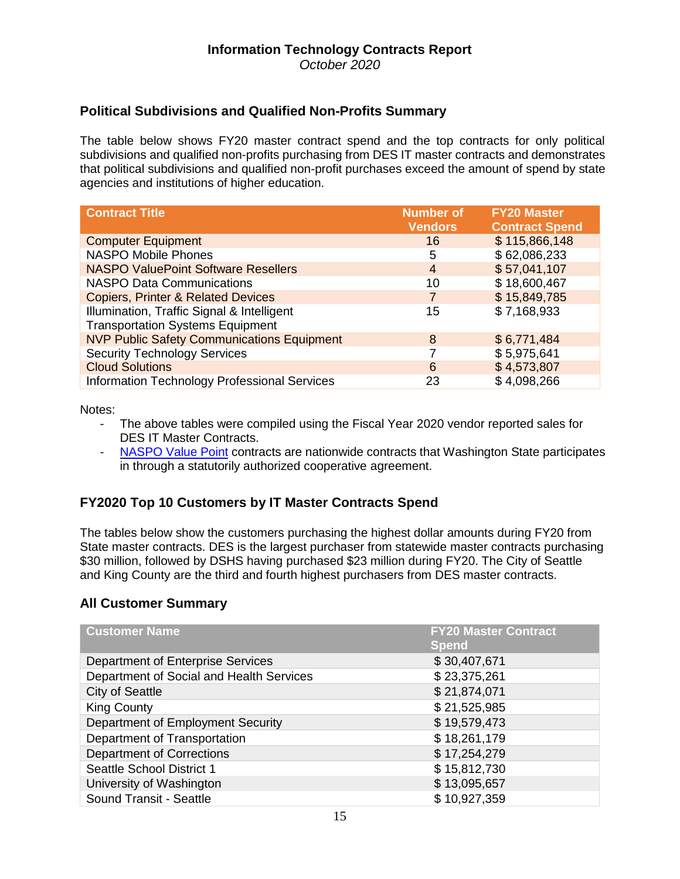**Information Technology Contracts Report**
*October 2020*

### Political Subdivisions and Qualified Non-Profits Summary

The table below shows FY20 master contract spend and the top contracts for only political subdivisions and qualified non-profits purchasing from DES IT master contracts and demonstrates that political subdivisions and qualified non-profit purchases exceed the amount of spend by state agencies and institutions of higher education.

| Contract Title | Number of Vendors | FY20 Master Contract Spend |
|---|---|---|
| Computer Equipment | 16 | $ 115,866,148 |
| NASPO Mobile Phones | 5 | $ 62,086,233 |
| NASPO ValuePoint Software Resellers | 4 | $ 57,041,107 |
| NASPO Data Communications | 10 | $ 18,600,467 |
| Copiers, Printer & Related Devices | 7 | $ 15,849,785 |
| Illumination, Traffic Signal & Intelligent Transportation Systems Equipment | 15 | $ 7,168,933 |
| NVP Public Safety Communications Equipment | 8 | $ 6,771,484 |
| Security Technology Services | 7 | $ 5,975,641 |
| Cloud Solutions | 6 | $ 4,573,807 |
| Information Technology Professional Services | 23 | $ 4,098,266 |

Notes:

- The above tables were compiled using the Fiscal Year 2020 vendor reported sales for DES IT Master Contracts.
- NASPO Value Point contracts are nationwide contracts that Washington State participates in through a statutorily authorized cooperative agreement.

### FY2020 Top 10 Customers by IT Master Contracts Spend

The tables below show the customers purchasing the highest dollar amounts during FY20 from State master contracts. DES is the largest purchaser from statewide master contracts purchasing $30 million, followed by DSHS having purchased $23 million during FY20. The City of Seattle and King County are the third and fourth highest purchasers from DES master contracts.

### All Customer Summary

| Customer Name | FY20 Master Contract Spend |
|---|---|
| Department of Enterprise Services | $ 30,407,671 |
| Department of Social and Health Services | $ 23,375,261 |
| City of Seattle | $ 21,874,071 |
| King County | $ 21,525,985 |
| Department of Employment Security | $ 19,579,473 |
| Department of Transportation | $ 18,261,179 |
| Department of Corrections | $ 17,254,279 |
| Seattle School District 1 | $ 15,812,730 |
| University of Washington | $ 13,095,657 |
| Sound Transit - Seattle | $ 10,927,359 |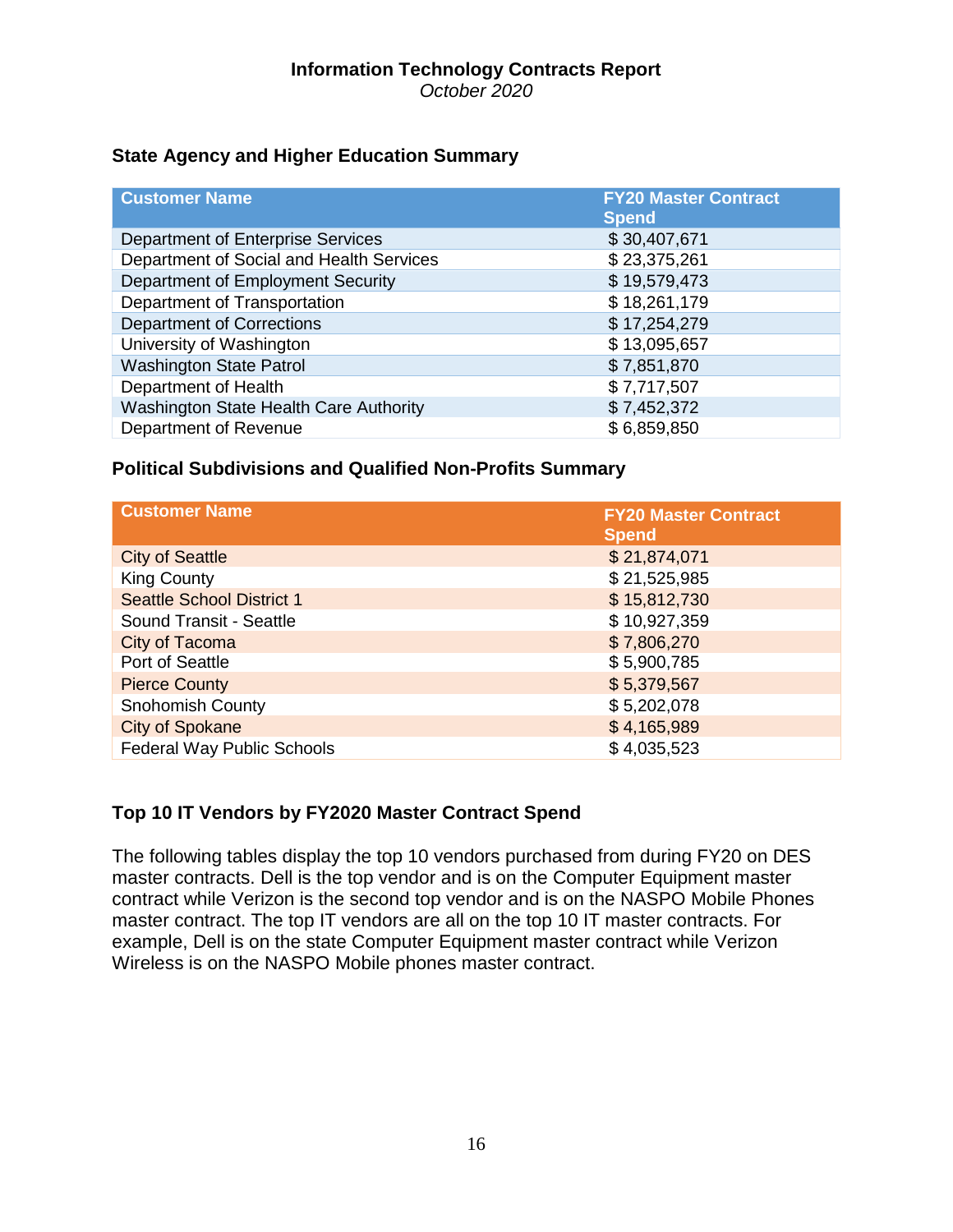**Information Technology Contracts Report**
*October 2020*

### State Agency and Higher Education Summary

| Customer Name | FY20 Master Contract Spend |
| --- | --- |
| Department of Enterprise Services | $ 30,407,671 |
| Department of Social and Health Services | $ 23,375,261 |
| Department of Employment Security | $ 19,579,473 |
| Department of Transportation | $ 18,261,179 |
| Department of Corrections | $ 17,254,279 |
| University of Washington | $ 13,095,657 |
| Washington State Patrol | $ 7,851,870 |
| Department of Health | $ 7,717,507 |
| Washington State Health Care Authority | $ 7,452,372 |
| Department of Revenue | $ 6,859,850 |

### Political Subdivisions and Qualified Non-Profits Summary

| Customer Name | FY20 Master Contract Spend |
| --- | --- |
| City of Seattle | $ 21,874,071 |
| King County | $ 21,525,985 |
| Seattle School District 1 | $ 15,812,730 |
| Sound Transit - Seattle | $ 10,927,359 |
| City of Tacoma | $ 7,806,270 |
| Port of Seattle | $ 5,900,785 |
| Pierce County | $ 5,379,567 |
| Snohomish County | $ 5,202,078 |
| City of Spokane | $ 4,165,989 |
| Federal Way Public Schools | $ 4,035,523 |

### Top 10 IT Vendors by FY2020 Master Contract Spend

The following tables display the top 10 vendors purchased from during FY20 on DES master contracts. Dell is the top vendor and is on the Computer Equipment master contract while Verizon is the second top vendor and is on the NASPO Mobile Phones master contract. The top IT vendors are all on the top 10 IT master contracts. For example, Dell is on the state Computer Equipment master contract while Verizon Wireless is on the NASPO Mobile phones master contract.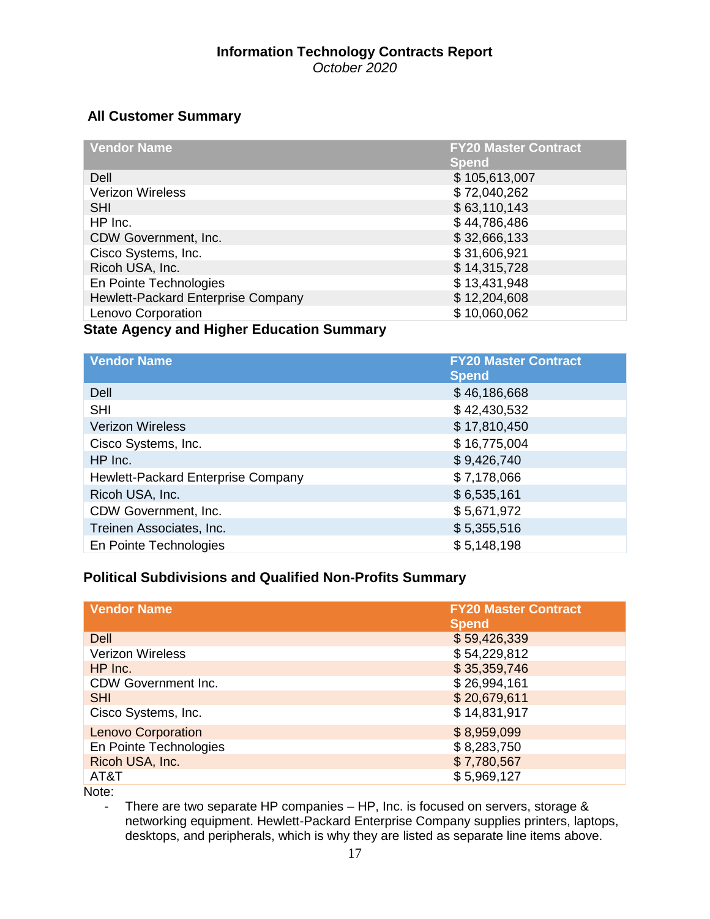**Information Technology Contracts Report**
*October 2020*

## All Customer Summary

| Vendor Name | FY20 Master Contract Spend |
|---|---|
| Dell | $ 105,613,007 |
| Verizon Wireless | $ 72,040,262 |
| SHI | $ 63,110,143 |
| HP Inc. | $ 44,786,486 |
| CDW Government, Inc. | $ 32,666,133 |
| Cisco Systems, Inc. | $ 31,606,921 |
| Ricoh USA, Inc. | $ 14,315,728 |
| En Pointe Technologies | $ 13,431,948 |
| Hewlett-Packard Enterprise Company | $ 12,204,608 |
| Lenovo Corporation | $ 10,060,062 |

## State Agency and Higher Education Summary

| Vendor Name | FY20 Master Contract Spend |
|---|---|
| Dell | $ 46,186,668 |
| SHI | $ 42,430,532 |
| Verizon Wireless | $ 17,810,450 |
| Cisco Systems, Inc. | $ 16,775,004 |
| HP Inc. | $ 9,426,740 |
| Hewlett-Packard Enterprise Company | $ 7,178,066 |
| Ricoh USA, Inc. | $ 6,535,161 |
| CDW Government, Inc. | $ 5,671,972 |
| Treinen Associates, Inc. | $ 5,355,516 |
| En Pointe Technologies | $ 5,148,198 |

## Political Subdivisions and Qualified Non-Profits Summary

| Vendor Name | FY20 Master Contract Spend |
|---|---|
| Dell | $ 59,426,339 |
| Verizon Wireless | $ 54,229,812 |
| HP Inc. | $ 35,359,746 |
| CDW Government Inc. | $ 26,994,161 |
| SHI | $ 20,679,611 |
| Cisco Systems, Inc. | $ 14,831,917 |
| Lenovo Corporation | $ 8,959,099 |
| En Pointe Technologies | $ 8,283,750 |
| Ricoh USA, Inc. | $ 7,780,567 |
| AT&T | $ 5,969,127 |

Note:

- There are two separate HP companies – HP, Inc. is focused on servers, storage & networking equipment. Hewlett-Packard Enterprise Company supplies printers, laptops, desktops, and peripherals, which is why they are listed as separate line items above.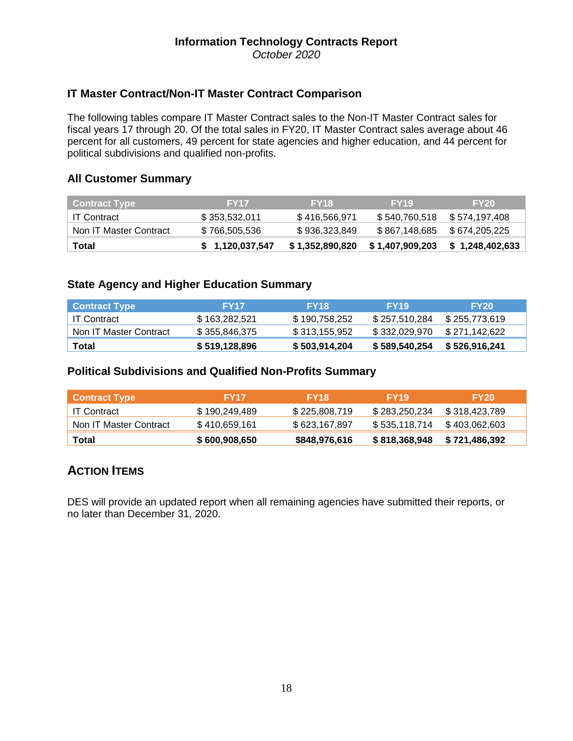**Information Technology Contracts Report**
*October 2020*

## IT Master Contract/Non-IT Master Contract Comparison

The following tables compare IT Master Contract sales to the Non-IT Master Contract sales for fiscal years 17 through 20. Of the total sales in FY20, IT Master Contract sales average about 46 percent for all customers, 49 percent for state agencies and higher education, and 44 percent for political subdivisions and qualified non-profits.

### All Customer Summary

| Contract Type | FY17 | FY18 | FY19 | FY20 |
|---|---|---|---|---|
| IT Contract | $ 353,532,011 | $ 416,566,971 | $ 540,760,518 | $ 574,197,408 |
| Non IT Master Contract | $ 766,505,536 | $ 936,323,849 | $ 867,148,685 | $ 674,205,225 |
| **Total** | **$ 1,120,037,547** | **$ 1,352,890,820** | **$ 1,407,909,203** | **$ 1,248,402,633** |

### State Agency and Higher Education Summary

| Contract Type | FY17 | FY18 | FY19 | FY20 |
|---|---|---|---|---|
| IT Contract | $ 163,282,521 | $ 190,758,252 | $ 257,510,284 | $ 255,773,619 |
| Non IT Master Contract | $ 355,846,375 | $ 313,155,952 | $ 332,029,970 | $ 271,142,622 |
| **Total** | **$ 519,128,896** | **$ 503,914,204** | **$ 589,540,254** | **$ 526,916,241** |

### Political Subdivisions and Qualified Non-Profits Summary

| Contract Type | FY17 | FY18 | FY19 | FY20 |
|---|---|---|---|---|
| IT Contract | $ 190,249,489 | $ 225,808,719 | $ 283,250,234 | $ 318,423,789 |
| Non IT Master Contract | $ 410,659,161 | $ 623,167,897 | $ 535,118,714 | $ 403,062,603 |
| **Total** | **$ 600,908,650** | **$848,976,616** | **$ 818,368,948** | **$ 721,486,392** |

## ACTION ITEMS

DES will provide an updated report when all remaining agencies have submitted their reports, or no later than December 31, 2020.